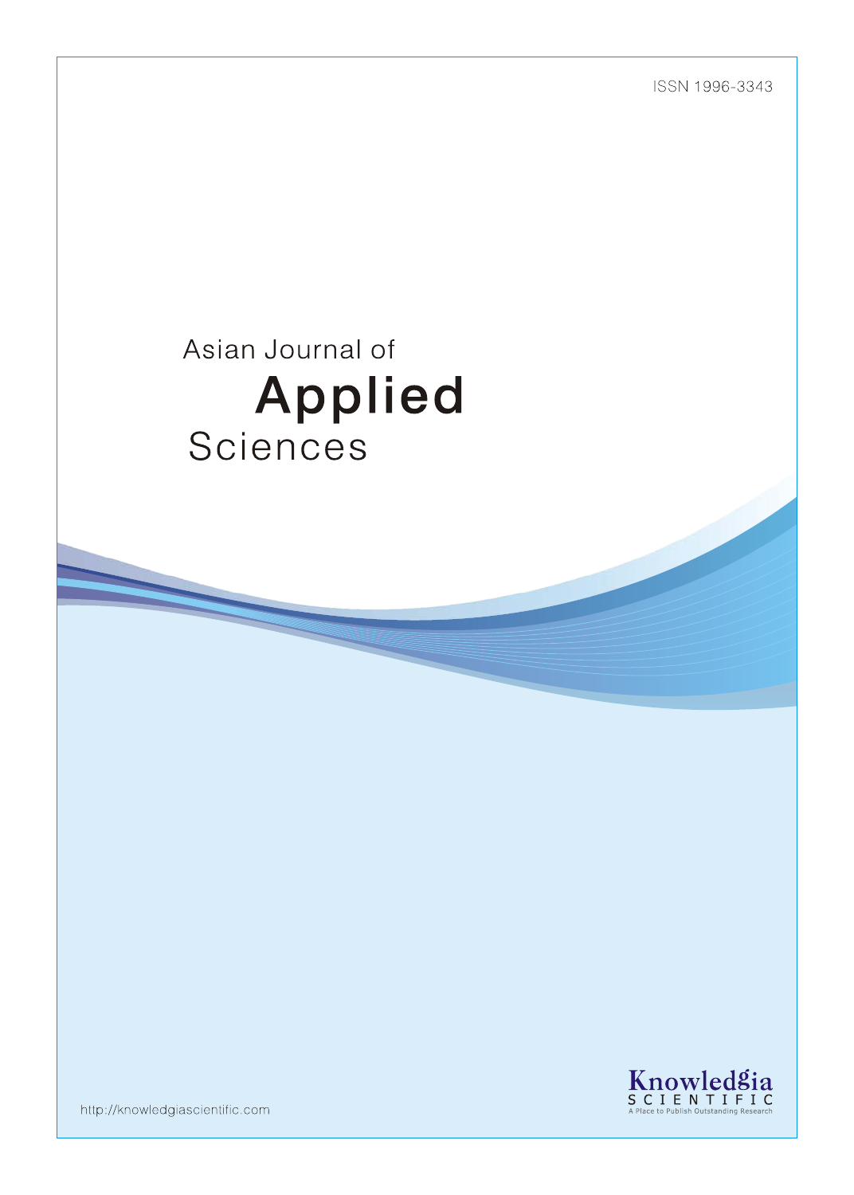ISSN 1996-3343

# Asian Journal of Applied Sciences

Knowledgia SCIENTIFIC

A Place to Publish Outstanding Research

http://knowledgiascientific.com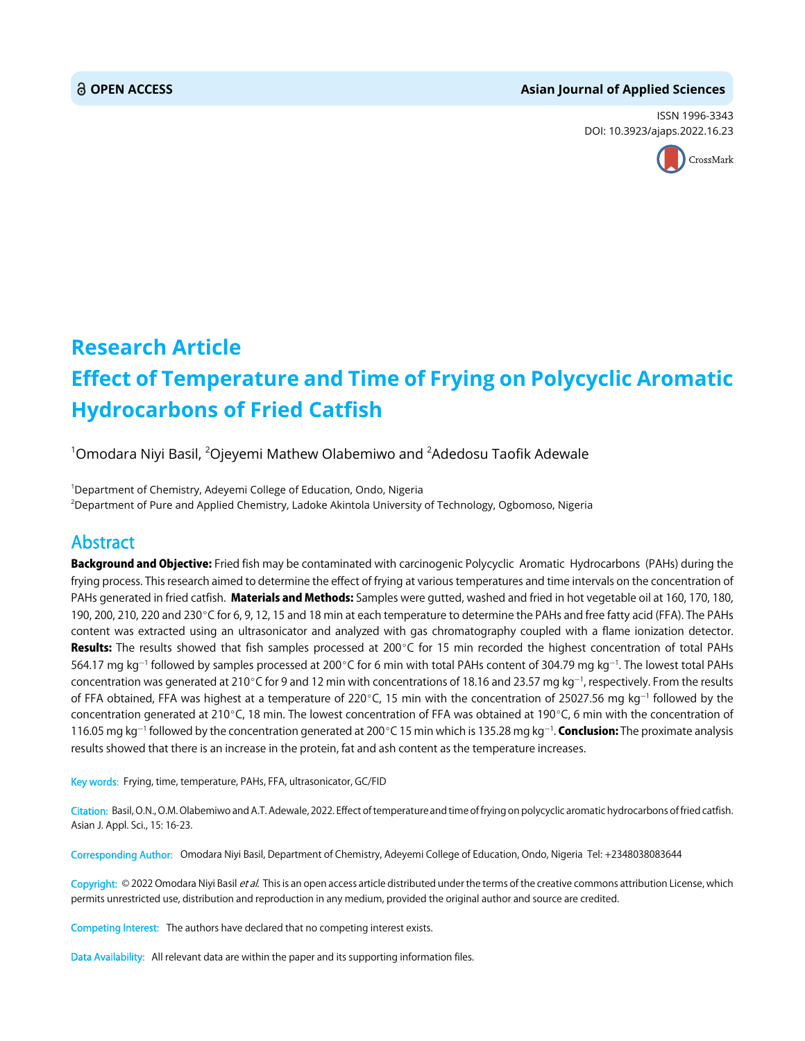# Research Article

# Effect of Temperature and Time of Frying on Polycyclic Aromatic Hydrocarbons of Fried Catfish

[1]Omodara Niyi Basil, [2]Ojeyemi Mathew Olabemiwo and [2]Adedosu Taofik Adewale

[1]Department of Chemistry, Adeyemi College of Education, Ondo, Nigeria
[2]Department of Pure and Applied Chemistry, Ladoke Akintola University of Technology, Ogbomoso, Nigeria

## Abstract

**Background and Objective:** Fried fish may be contaminated with carcinogenic Polycyclic Aromatic Hydrocarbons (PAHs) during the frying process. This research aimed to determine the effect of frying at various temperatures and time intervals on the concentration of PAHs generated in fried catfish. **Materials and Methods:** Samples were gutted, washed and fried in hot vegetable oil at 160, 170, 180, 190, 200, 210, 220 and 230°C for 6, 9, 12, 15 and 18 min at each temperature to determine the PAHs and free fatty acid (FFA). The PAHs content was extracted using an ultrasonicator and analyzed with gas chromatography coupled with a flame ionization detector. **Results:** The results showed that fish samples processed at 200°C for 15 min recorded the highest concentration of total PAHs 564.17 mg kg$^{-1}$ followed by samples processed at 200°C for 6 min with total PAHs content of 304.79 mg kg$^{-1}$. The lowest total PAHs concentration was generated at 210°C for 9 and 12 min with concentrations of 18.16 and 23.57 mg kg$^{-1}$, respectively. From the results of FFA obtained, FFA was highest at a temperature of 220°C, 15 min with the concentration of 25027.56 mg kg$^{-1}$ followed by the concentration generated at 210°C, 18 min. The lowest concentration of FFA was obtained at 190°C, 6 min with the concentration of 116.05 mg kg$^{-1}$ followed by the concentration generated at 200°C 15 min which is 135.28 mg kg$^{-1}$. **Conclusion:** The proximate analysis results showed that there is an increase in the protein, fat and ash content as the temperature increases.

**Key words:** Frying, time, temperature, PAHs, FFA, ultrasonicator, GC/FID

**Citation:** Basil, O.N., O.M. Olabemiwo and A.T. Adewale, 2022. Effect of temperature and time of frying on polycyclic aromatic hydrocarbons of fried catfish. Asian J. Appl. Sci., 15: 16-23.

**Corresponding Author:** Omodara Niyi Basil, Department of Chemistry, Adeyemi College of Education, Ondo, Nigeria Tel: +2348038083644

**Copyright:** © 2022 Omodara Niyi Basil *et al.* This is an open access article distributed under the terms of the creative commons attribution License, which permits unrestricted use, distribution and reproduction in any medium, provided the original author and source are credited.

**Competing Interest:** The authors have declared that no competing interest exists.

**Data Availability:** All relevant data are within the paper and its supporting information files.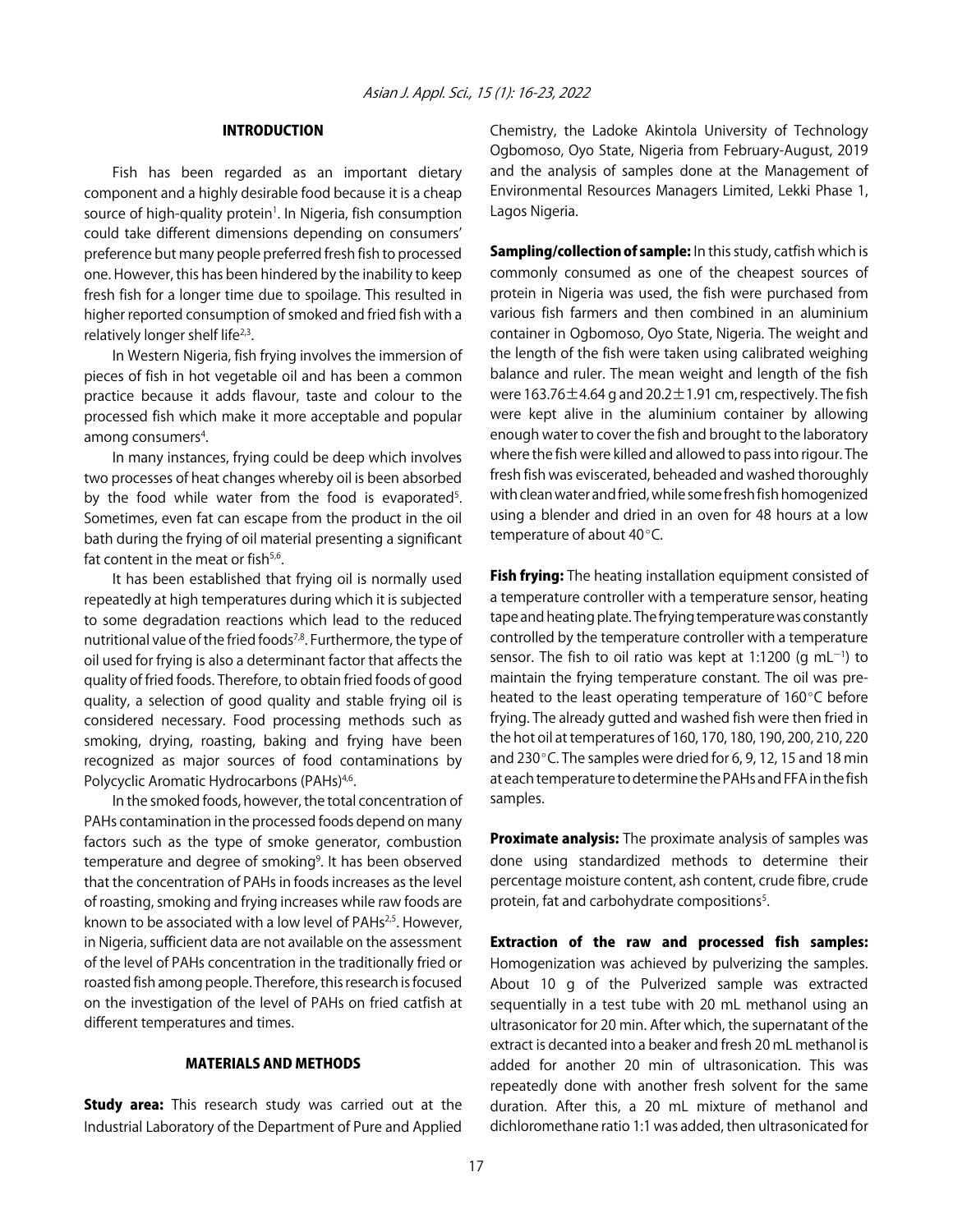## INTRODUCTION

Fish has been regarded as an important dietary component and a highly desirable food because it is a cheap source of high-quality protein[1]. In Nigeria, fish consumption could take different dimensions depending on consumers' preference but many people preferred fresh fish to processed one. However, this has been hindered by the inability to keep fresh fish for a longer time due to spoilage. This resulted in higher reported consumption of smoked and fried fish with a relatively longer shelf life[2,3].

In Western Nigeria, fish frying involves the immersion of pieces of fish in hot vegetable oil and has been a common practice because it adds flavour, taste and colour to the processed fish which make it more acceptable and popular among consumers[4].

In many instances, frying could be deep which involves two processes of heat changes whereby oil is been absorbed by the food while water from the food is evaporated[5]. Sometimes, even fat can escape from the product in the oil bath during the frying of oil material presenting a significant fat content in the meat or fish[5,6].

It has been established that frying oil is normally used repeatedly at high temperatures during which it is subjected to some degradation reactions which lead to the reduced nutritional value of the fried foods[7,8]. Furthermore, the type of oil used for frying is also a determinant factor that affects the quality of fried foods. Therefore, to obtain fried foods of good quality, a selection of good quality and stable frying oil is considered necessary. Food processing methods such as smoking, drying, roasting, baking and frying have been recognized as major sources of food contaminations by Polycyclic Aromatic Hydrocarbons (PAHs)[4,6].

In the smoked foods, however, the total concentration of PAHs contamination in the processed foods depend on many factors such as the type of smoke generator, combustion temperature and degree of smoking[9]. It has been observed that the concentration of PAHs in foods increases as the level of roasting, smoking and frying increases while raw foods are known to be associated with a low level of PAHs[2,5]. However, in Nigeria, sufficient data are not available on the assessment of the level of PAHs concentration in the traditionally fried or roasted fish among people. Therefore, this research is focused on the investigation of the level of PAHs on fried catfish at different temperatures and times.

## MATERIALS AND METHODS

**Study area:** This research study was carried out at the Industrial Laboratory of the Department of Pure and Applied Chemistry, the Ladoke Akintola University of Technology Ogbomoso, Oyo State, Nigeria from February-August, 2019 and the analysis of samples done at the Management of Environmental Resources Managers Limited, Lekki Phase 1, Lagos Nigeria.

**Sampling/collection of sample:** In this study, catfish which is commonly consumed as one of the cheapest sources of protein in Nigeria was used, the fish were purchased from various fish farmers and then combined in an aluminium container in Ogbomoso, Oyo State, Nigeria. The weight and the length of the fish were taken using calibrated weighing balance and ruler. The mean weight and length of the fish were $163.76\pm4.64$ g and $20.2\pm1.91$ cm, respectively. The fish were kept alive in the aluminium container by allowing enough water to cover the fish and brought to the laboratory where the fish were killed and allowed to pass into rigour. The fresh fish was eviscerated, beheaded and washed thoroughly with clean water and fried, while some fresh fish homogenized using a blender and dried in an oven for 48 hours at a low temperature of about 40°C.

**Fish frying:** The heating installation equipment consisted of a temperature controller with a temperature sensor, heating tape and heating plate. The frying temperature was constantly controlled by the temperature controller with a temperature sensor. The fish to oil ratio was kept at 1:1200 (g $mL^{-1}$) to maintain the frying temperature constant. The oil was pre-heated to the least operating temperature of 160°C before frying. The already gutted and washed fish were then fried in the hot oil at temperatures of 160, 170, 180, 190, 200, 210, 220 and 230°C. The samples were dried for 6, 9, 12, 15 and 18 min at each temperature to determine the PAHs and FFA in the fish samples.

**Proximate analysis:** The proximate analysis of samples was done using standardized methods to determine their percentage moisture content, ash content, crude fibre, crude protein, fat and carbohydrate compositions[5].

**Extraction of the raw and processed fish samples:** Homogenization was achieved by pulverizing the samples. About 10 g of the Pulverized sample was extracted sequentially in a test tube with 20 mL methanol using an ultrasonicator for 20 min. After which, the supernatant of the extract is decanted into a beaker and fresh 20 mL methanol is added for another 20 min of ultrasonication. This was repeatedly done with another fresh solvent for the same duration. After this, a 20 mL mixture of methanol and dichloromethane ratio 1:1 was added, then ultrasonicated for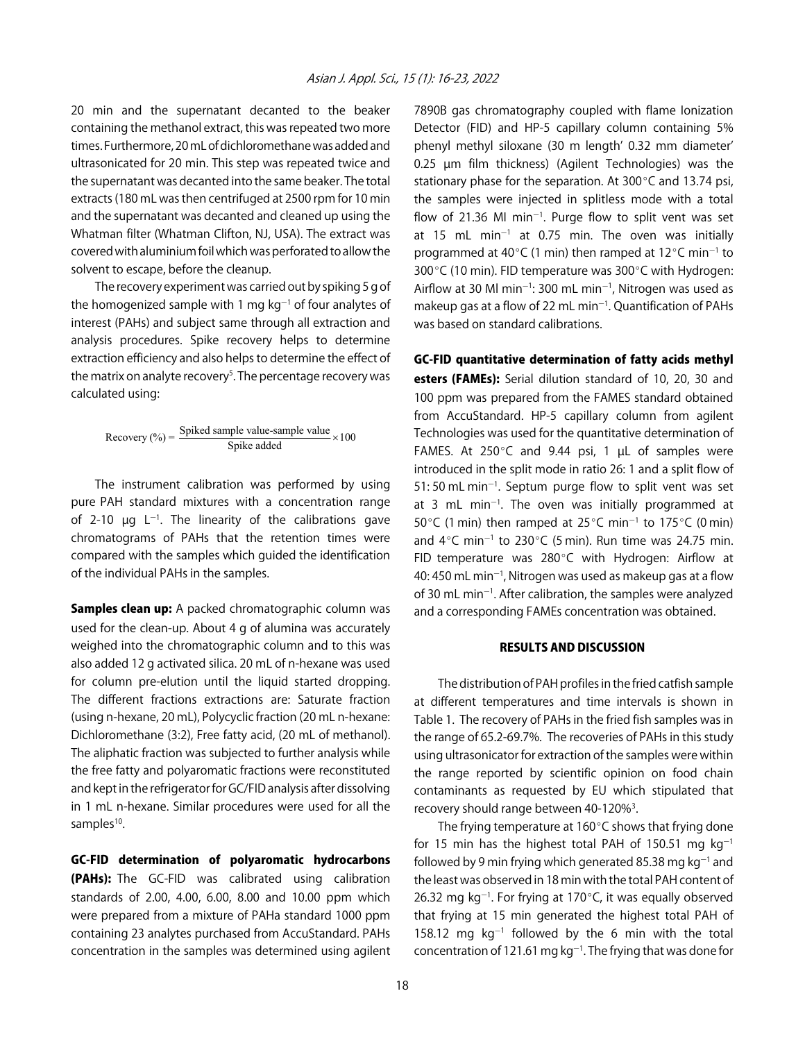20 min and the supernatant decanted to the beaker containing the methanol extract, this was repeated two more times. Furthermore, 20 mL of dichloromethane was added and ultrasonicated for 20 min. This step was repeated twice and the supernatant was decanted into the same beaker. The total extracts (180 mL was then centrifuged at 2500 rpm for 10 min and the supernatant was decanted and cleaned up using the Whatman filter (Whatman Clifton, NJ, USA). The extract was covered with aluminium foil which was perforated to allow the solvent to escape, before the cleanup.

The recovery experiment was carried out by spiking 5 g of the homogenized sample with 1 mg kg$^{-1}$ of four analytes of interest (PAHs) and subject same through all extraction and analysis procedures. Spike recovery helps to determine extraction efficiency and also helps to determine the effect of the matrix on analyte recovery[5]. The percentage recovery was calculated using:

$$\text{Recovery (\%)} = \frac{\text{Spiked sample value-sample value}}{\text{Spike added}} \times 100$$

The instrument calibration was performed by using pure PAH standard mixtures with a concentration range of 2-10 µg L$^{-1}$. The linearity of the calibrations gave chromatograms of PAHs that the retention times were compared with the samples which guided the identification of the individual PAHs in the samples.

**Samples clean up:** A packed chromatographic column was used for the clean-up. About 4 g of alumina was accurately weighed into the chromatographic column and to this was also added 12 g activated silica. 20 mL of n-hexane was used for column pre-elution until the liquid started dropping. The different fractions extractions are: Saturate fraction (using n-hexane, 20 mL), Polycyclic fraction (20 mL n-hexane: Dichloromethane (3:2), Free fatty acid, (20 mL of methanol). The aliphatic fraction was subjected to further analysis while the free fatty and polyaromatic fractions were reconstituted and kept in the refrigerator for GC/FID analysis after dissolving in 1 mL n-hexane. Similar procedures were used for all the samples[10].

**GC-FID determination of polyaromatic hydrocarbons (PAHs):** The GC-FID was calibrated using calibration standards of 2.00, 4.00, 6.00, 8.00 and 10.00 ppm which were prepared from a mixture of PAHa standard 1000 ppm containing 23 analytes purchased from AccuStandard. PAHs concentration in the samples was determined using agilent 7890B gas chromatography coupled with flame Ionization Detector (FID) and HP-5 capillary column containing 5% phenyl methyl siloxane (30 m length' 0.32 mm diameter' 0.25 µm film thickness) (Agilent Technologies) was the stationary phase for the separation. At 300°C and 13.74 psi, the samples were injected in splitless mode with a total flow of 21.36 Ml min$^{-1}$. Purge flow to split vent was set at 15 mL min$^{-1}$ at 0.75 min. The oven was initially programmed at 40°C (1 min) then ramped at 12°C min$^{-1}$ to 300°C (10 min). FID temperature was 300°C with Hydrogen: Airflow at 30 Ml min$^{-1}$: 300 mL min$^{-1}$, Nitrogen was used as makeup gas at a flow of 22 mL min$^{-1}$. Quantification of PAHs was based on standard calibrations.

**GC-FID quantitative determination of fatty acids methyl esters (FAMEs):** Serial dilution standard of 10, 20, 30 and 100 ppm was prepared from the FAMES standard obtained from AccuStandard. HP-5 capillary column from agilent Technologies was used for the quantitative determination of FAMES. At 250°C and 9.44 psi, 1 µL of samples were introduced in the split mode in ratio 26: 1 and a split flow of 51: 50 mL min$^{-1}$. Septum purge flow to split vent was set at 3 mL min$^{-1}$. The oven was initially programmed at 50°C (1 min) then ramped at 25°C min$^{-1}$ to 175°C (0 min) and 4°C min$^{-1}$ to 230°C (5 min). Run time was 24.75 min. FID temperature was 280°C with Hydrogen: Airflow at 40: 450 mL min$^{-1}$, Nitrogen was used as makeup gas at a flow of 30 mL min$^{-1}$. After calibration, the samples were analyzed and a corresponding FAMEs concentration was obtained.

## RESULTS AND DISCUSSION

The distribution of PAH profiles in the fried catfish sample at different temperatures and time intervals is shown in Table 1. The recovery of PAHs in the fried fish samples was in the range of 65.2-69.7%. The recoveries of PAHs in this study using ultrasonicator for extraction of the samples were within the range reported by scientific opinion on food chain contaminants as requested by EU which stipulated that recovery should range between 40-120%[3].

The frying temperature at 160°C shows that frying done for 15 min has the highest total PAH of 150.51 mg kg$^{-1}$ followed by 9 min frying which generated 85.38 mg kg$^{-1}$ and the least was observed in 18 min with the total PAH content of 26.32 mg kg$^{-1}$. For frying at 170°C, it was equally observed that frying at 15 min generated the highest total PAH of 158.12 mg kg$^{-1}$ followed by the 6 min with the total concentration of 121.61 mg kg$^{-1}$. The frying that was done for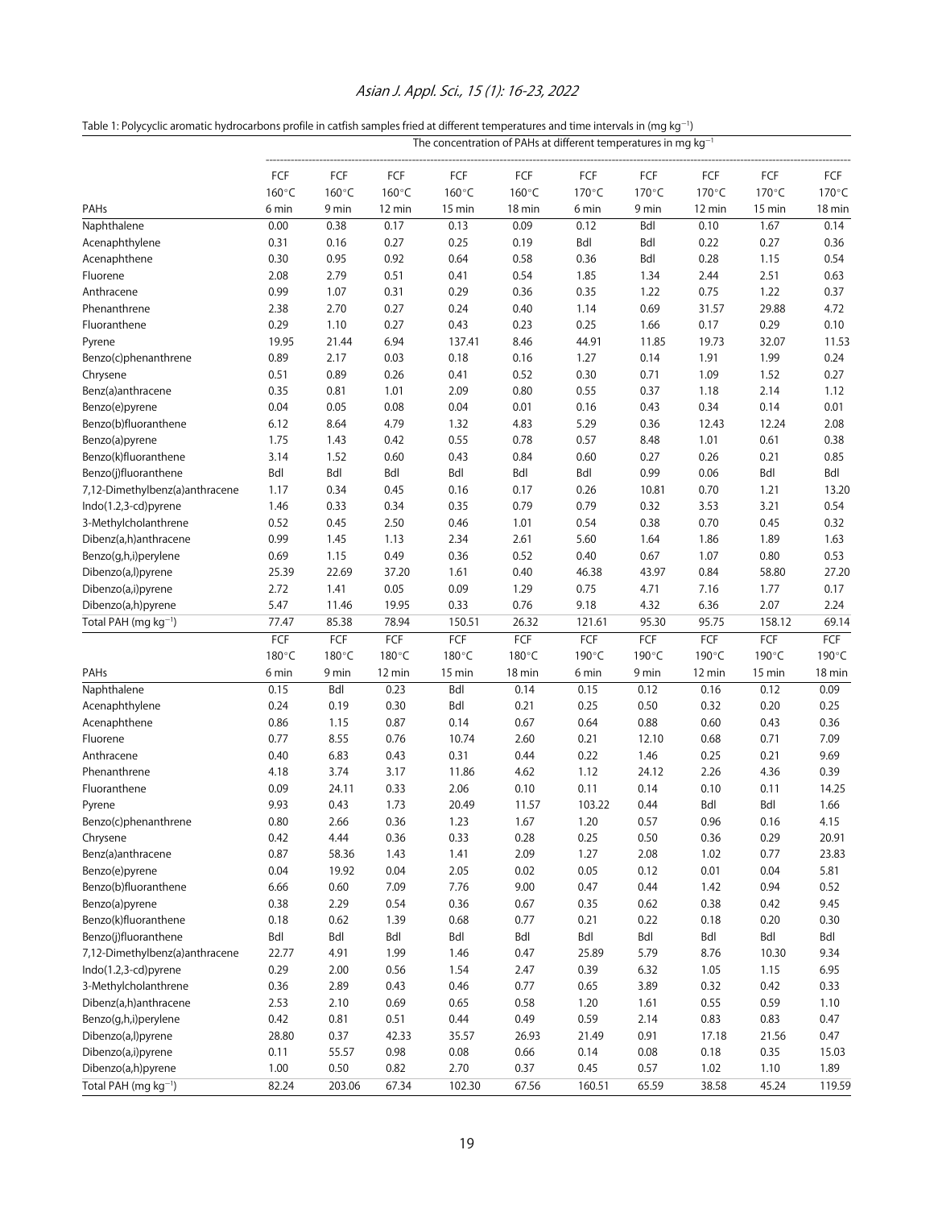Table 1: Polycyclic aromatic hydrocarbons profile in catfish samples fried at different temperatures and time intervals in (mg kg$^{-1}$)

| | The concentration of PAHs at different temperatures in mg kg$^{-1}$ | | | | | | | | | |
|---|---|---|---|---|---|---|---|---|---|---|
| PAHs | FCF 160°C 6 min | FCF 160°C 9 min | FCF 160°C 12 min | FCF 160°C 15 min | FCF 160°C 18 min | FCF 170°C 6 min | FCF 170°C 9 min | FCF 170°C 12 min | FCF 170°C 15 min | FCF 170°C 18 min |
| Naphthalene | 0.00 | 0.38 | 0.17 | 0.13 | 0.09 | 0.12 | Bdl | 0.10 | 1.67 | 0.14 |
| Acenaphthylene | 0.31 | 0.16 | 0.27 | 0.25 | 0.19 | Bdl | Bdl | 0.22 | 0.27 | 0.36 |
| Acenaphthene | 0.30 | 0.95 | 0.92 | 0.64 | 0.58 | 0.36 | Bdl | 0.28 | 1.15 | 0.54 |
| Fluorene | 2.08 | 2.79 | 0.51 | 0.41 | 0.54 | 1.85 | 1.34 | 2.44 | 2.51 | 0.63 |
| Anthracene | 0.99 | 1.07 | 0.31 | 0.29 | 0.36 | 0.35 | 1.22 | 0.75 | 1.22 | 0.37 |
| Phenanthrene | 2.38 | 2.70 | 0.27 | 0.24 | 0.40 | 1.14 | 0.69 | 31.57 | 29.88 | 4.72 |
| Fluoranthene | 0.29 | 1.10 | 0.27 | 0.43 | 0.23 | 0.25 | 1.66 | 0.17 | 0.29 | 0.10 |
| Pyrene | 19.95 | 21.44 | 6.94 | 137.41 | 8.46 | 44.91 | 11.85 | 19.73 | 32.07 | 11.53 |
| Benzo(c)phenanthrene | 0.89 | 2.17 | 0.03 | 0.18 | 0.16 | 1.27 | 0.14 | 1.91 | 1.99 | 0.24 |
| Chrysene | 0.51 | 0.89 | 0.26 | 0.41 | 0.52 | 0.30 | 0.71 | 1.09 | 1.52 | 0.27 |
| Benz(a)anthracene | 0.35 | 0.81 | 1.01 | 2.09 | 0.80 | 0.55 | 0.37 | 1.18 | 2.14 | 1.12 |
| Benzo(e)pyrene | 0.04 | 0.05 | 0.08 | 0.04 | 0.01 | 0.16 | 0.43 | 0.34 | 0.14 | 0.01 |
| Benzo(b)fluoranthene | 6.12 | 8.64 | 4.79 | 1.32 | 4.83 | 5.29 | 0.36 | 12.43 | 12.24 | 2.08 |
| Benzo(a)pyrene | 1.75 | 1.43 | 0.42 | 0.55 | 0.78 | 0.57 | 8.48 | 1.01 | 0.61 | 0.38 |
| Benzo(k)fluoranthene | 3.14 | 1.52 | 0.60 | 0.43 | 0.84 | 0.60 | 0.27 | 0.26 | 0.21 | 0.85 |
| Benzo(j)fluoranthene | Bdl | Bdl | Bdl | Bdl | Bdl | Bdl | 0.99 | 0.06 | Bdl | Bdl |
| 7,12-Dimethylbenz(a)anthracene | 1.17 | 0.34 | 0.45 | 0.16 | 0.17 | 0.26 | 10.81 | 0.70 | 1.21 | 13.20 |
| Indo(1.2,3-cd)pyrene | 1.46 | 0.33 | 0.34 | 0.35 | 0.79 | 0.79 | 0.32 | 3.53 | 3.21 | 0.54 |
| 3-Methylcholanthrene | 0.52 | 0.45 | 2.50 | 0.46 | 1.01 | 0.54 | 0.38 | 0.70 | 0.45 | 0.32 |
| Dibenz(a,h)anthracene | 0.99 | 1.45 | 1.13 | 2.34 | 2.61 | 5.60 | 1.64 | 1.86 | 1.89 | 1.63 |
| Benzo(g,h,i)perylene | 0.69 | 1.15 | 0.49 | 0.36 | 0.52 | 0.40 | 0.67 | 1.07 | 0.80 | 0.53 |
| Dibenzo(a,l)pyrene | 25.39 | 22.69 | 37.20 | 1.61 | 0.40 | 46.38 | 43.97 | 0.84 | 58.80 | 27.20 |
| Dibenzo(a,i)pyrene | 2.72 | 1.41 | 0.05 | 0.09 | 1.29 | 0.75 | 4.71 | 7.16 | 1.77 | 0.17 |
| Dibenzo(a,h)pyrene | 5.47 | 11.46 | 19.95 | 0.33 | 0.76 | 9.18 | 4.32 | 6.36 | 2.07 | 2.24 |
| Total PAH (mg kg$^{-1}$) | 77.47 | 85.38 | 78.94 | 150.51 | 26.32 | 121.61 | 95.30 | 95.75 | 158.12 | 69.14 |
| PAHs | FCF 180°C 6 min | FCF 180°C 9 min | FCF 180°C 12 min | FCF 180°C 15 min | FCF 180°C 18 min | FCF 190°C 6 min | FCF 190°C 9 min | FCF 190°C 12 min | FCF 190°C 15 min | FCF 190°C 18 min |
| Naphthalene | 0.15 | Bdl | 0.23 | Bdl | 0.14 | 0.15 | 0.12 | 0.16 | 0.12 | 0.09 |
| Acenaphthylene | 0.24 | 0.19 | 0.30 | Bdl | 0.21 | 0.25 | 0.50 | 0.32 | 0.20 | 0.25 |
| Acenaphthene | 0.86 | 1.15 | 0.87 | 0.14 | 0.67 | 0.64 | 0.88 | 0.60 | 0.43 | 0.36 |
| Fluorene | 0.77 | 8.55 | 0.76 | 10.74 | 2.60 | 0.21 | 12.10 | 0.68 | 0.71 | 7.09 |
| Anthracene | 0.40 | 6.83 | 0.43 | 0.31 | 0.44 | 0.22 | 1.46 | 0.25 | 0.21 | 9.69 |
| Phenanthrene | 4.18 | 3.74 | 3.17 | 11.86 | 4.62 | 1.12 | 24.12 | 2.26 | 4.36 | 0.39 |
| Fluoranthene | 0.09 | 24.11 | 0.33 | 2.06 | 0.10 | 0.11 | 0.14 | 0.10 | 0.11 | 14.25 |
| Pyrene | 9.93 | 0.43 | 1.73 | 20.49 | 11.57 | 103.22 | 0.44 | Bdl | Bdl | 1.66 |
| Benzo(c)phenanthrene | 0.80 | 2.66 | 0.36 | 1.23 | 1.67 | 1.20 | 0.57 | 0.96 | 0.16 | 4.15 |
| Chrysene | 0.42 | 4.44 | 0.36 | 0.33 | 0.28 | 0.25 | 0.50 | 0.36 | 0.29 | 20.91 |
| Benz(a)anthracene | 0.87 | 58.36 | 1.43 | 1.41 | 2.09 | 1.27 | 2.08 | 1.02 | 0.77 | 23.83 |
| Benzo(e)pyrene | 0.04 | 19.92 | 0.04 | 2.05 | 0.02 | 0.05 | 0.12 | 0.01 | 0.04 | 5.81 |
| Benzo(b)fluoranthene | 6.66 | 0.60 | 7.09 | 7.76 | 9.00 | 0.47 | 0.44 | 1.42 | 0.94 | 0.52 |
| Benzo(a)pyrene | 0.38 | 2.29 | 0.54 | 0.36 | 0.67 | 0.35 | 0.62 | 0.38 | 0.42 | 9.45 |
| Benzo(k)fluoranthene | 0.18 | 0.62 | 1.39 | 0.68 | 0.77 | 0.21 | 0.22 | 0.18 | 0.20 | 0.30 |
| Benzo(j)fluoranthene | Bdl | Bdl | Bdl | Bdl | Bdl | Bdl | Bdl | Bdl | Bdl | Bdl |
| 7,12-Dimethylbenz(a)anthracene | 22.77 | 4.91 | 1.99 | 1.46 | 0.47 | 25.89 | 5.79 | 8.76 | 10.30 | 9.34 |
| Indo(1.2,3-cd)pyrene | 0.29 | 2.00 | 0.56 | 1.54 | 2.47 | 0.39 | 6.32 | 1.05 | 1.15 | 6.95 |
| 3-Methylcholanthrene | 0.36 | 2.89 | 0.43 | 0.46 | 0.77 | 0.65 | 3.89 | 0.32 | 0.42 | 0.33 |
| Dibenz(a,h)anthracene | 2.53 | 2.10 | 0.69 | 0.65 | 0.58 | 1.20 | 1.61 | 0.55 | 0.59 | 1.10 |
| Benzo(g,h,i)perylene | 0.42 | 0.81 | 0.51 | 0.44 | 0.49 | 0.59 | 2.14 | 0.83 | 0.83 | 0.47 |
| Dibenzo(a,l)pyrene | 28.80 | 0.37 | 42.33 | 35.57 | 26.93 | 21.49 | 0.91 | 17.18 | 21.56 | 0.47 |
| Dibenzo(a,i)pyrene | 0.11 | 55.57 | 0.98 | 0.08 | 0.66 | 0.14 | 0.08 | 0.18 | 0.35 | 15.03 |
| Dibenzo(a,h)pyrene | 1.00 | 0.50 | 0.82 | 2.70 | 0.37 | 0.45 | 0.57 | 1.02 | 1.10 | 1.89 |
| Total PAH (mg kg$^{-1}$) | 82.24 | 203.06 | 67.34 | 102.30 | 67.56 | 160.51 | 65.59 | 38.58 | 45.24 | 119.59 |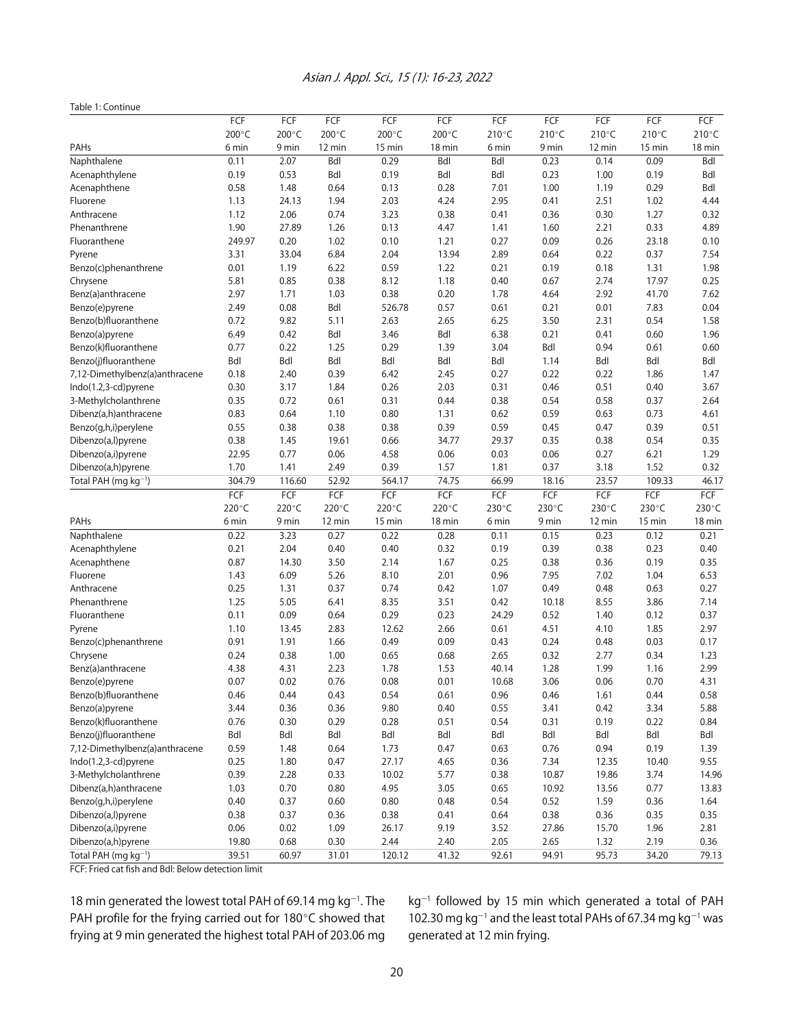Table 1: Continue

| PAHs | FCF 200°C 6 min | FCF 200°C 9 min | FCF 200°C 12 min | FCF 200°C 15 min | FCF 200°C 18 min | FCF 210°C 6 min | FCF 210°C 9 min | FCF 210°C 12 min | FCF 210°C 15 min | FCF 210°C 18 min |
|---|---|---|---|---|---|---|---|---|---|---|
| Naphthalene | 0.11 | 2.07 | Bdl | 0.29 | Bdl | Bdl | 0.23 | 0.14 | 0.09 | Bdl |
| Acenaphthylene | 0.19 | 0.53 | Bdl | 0.19 | Bdl | Bdl | 0.23 | 1.00 | 0.19 | Bdl |
| Acenaphthene | 0.58 | 1.48 | 0.64 | 0.13 | 0.28 | 7.01 | 1.00 | 1.19 | 0.29 | Bdl |
| Fluorene | 1.13 | 24.13 | 1.94 | 2.03 | 4.24 | 2.95 | 0.41 | 2.51 | 1.02 | 4.44 |
| Anthracene | 1.12 | 2.06 | 0.74 | 3.23 | 0.38 | 0.41 | 0.36 | 0.30 | 1.27 | 0.32 |
| Phenanthrene | 1.90 | 27.89 | 1.26 | 0.13 | 4.47 | 1.41 | 1.60 | 2.21 | 0.33 | 4.89 |
| Fluoranthene | 249.97 | 0.20 | 1.02 | 0.10 | 1.21 | 0.27 | 0.09 | 0.26 | 23.18 | 0.10 |
| Pyrene | 3.31 | 33.04 | 6.84 | 2.04 | 13.94 | 2.89 | 0.64 | 0.22 | 0.37 | 7.54 |
| Benzo(c)phenanthrene | 0.01 | 1.19 | 6.22 | 0.59 | 1.22 | 0.21 | 0.19 | 0.18 | 1.31 | 1.98 |
| Chrysene | 5.81 | 0.85 | 0.38 | 8.12 | 1.18 | 0.40 | 0.67 | 2.74 | 17.97 | 0.25 |
| Benz(a)anthracene | 2.97 | 1.71 | 1.03 | 0.38 | 0.20 | 1.78 | 4.64 | 2.92 | 41.70 | 7.62 |
| Benzo(e)pyrene | 2.49 | 0.08 | Bdl | 526.78 | 0.57 | 0.61 | 0.21 | 0.01 | 7.83 | 0.04 |
| Benzo(b)fluoranthene | 0.72 | 9.82 | 5.11 | 2.63 | 2.65 | 6.25 | 3.50 | 2.31 | 0.54 | 1.58 |
| Benzo(a)pyrene | 6.49 | 0.42 | Bdl | 3.46 | Bdl | 6.38 | 0.21 | 0.41 | 0.60 | 1.96 |
| Benzo(k)fluoranthene | 0.77 | 0.22 | 1.25 | 0.29 | 1.39 | 3.04 | Bdl | 0.94 | 0.61 | 0.60 |
| Benzo(j)fluoranthene | Bdl | Bdl | Bdl | Bdl | Bdl | Bdl | 1.14 | Bdl | Bdl | Bdl |
| 7,12-Dimethylbenz(a)anthracene | 0.18 | 2.40 | 0.39 | 6.42 | 2.45 | 0.27 | 0.22 | 0.22 | 1.86 | 1.47 |
| Indo(1.2,3-cd)pyrene | 0.30 | 3.17 | 1.84 | 0.26 | 2.03 | 0.31 | 0.46 | 0.51 | 0.40 | 3.67 |
| 3-Methylcholanthrene | 0.35 | 0.72 | 0.61 | 0.31 | 0.44 | 0.38 | 0.54 | 0.58 | 0.37 | 2.64 |
| Dibenz(a,h)anthracene | 0.83 | 0.64 | 1.10 | 0.80 | 1.31 | 0.62 | 0.59 | 0.63 | 0.73 | 4.61 |
| Benzo(g,h,i)perylene | 0.55 | 0.38 | 0.38 | 0.38 | 0.39 | 0.59 | 0.45 | 0.47 | 0.39 | 0.51 |
| Dibenzo(a,l)pyrene | 0.38 | 1.45 | 19.61 | 0.66 | 34.77 | 29.37 | 0.35 | 0.38 | 0.54 | 0.35 |
| Dibenzo(a,i)pyrene | 22.95 | 0.77 | 0.06 | 4.58 | 0.06 | 0.03 | 0.06 | 0.27 | 6.21 | 1.29 |
| Dibenzo(a,h)pyrene | 1.70 | 1.41 | 2.49 | 0.39 | 1.57 | 1.81 | 0.37 | 3.18 | 1.52 | 0.32 |
| Total PAH (mg kg$^{-1}$) | 304.79 | 116.60 | 52.92 | 564.17 | 74.75 | 66.99 | 18.16 | 23.57 | 109.33 | 46.17 |
| **PAHs** | **FCF 220°C 6 min** | **FCF 220°C 9 min** | **FCF 220°C 12 min** | **FCF 220°C 15 min** | **FCF 220°C 18 min** | **FCF 230°C 6 min** | **FCF 230°C 9 min** | **FCF 230°C 12 min** | **FCF 230°C 15 min** | **FCF 230°C 18 min** |
| Naphthalene | 0.22 | 3.23 | 0.27 | 0.22 | 0.28 | 0.11 | 0.15 | 0.23 | 0.12 | 0.21 |
| Acenaphthylene | 0.21 | 2.04 | 0.40 | 0.40 | 0.32 | 0.19 | 0.39 | 0.38 | 0.23 | 0.40 |
| Acenaphthene | 0.87 | 14.30 | 3.50 | 2.14 | 1.67 | 0.25 | 0.38 | 0.36 | 0.19 | 0.35 |
| Fluorene | 1.43 | 6.09 | 5.26 | 8.10 | 2.01 | 0.96 | 7.95 | 7.02 | 1.04 | 6.53 |
| Anthracene | 0.25 | 1.31 | 0.37 | 0.74 | 0.42 | 1.07 | 0.49 | 0.48 | 0.63 | 0.27 |
| Phenanthrene | 1.25 | 5.05 | 6.41 | 8.35 | 3.51 | 0.42 | 10.18 | 8.55 | 3.86 | 7.14 |
| Fluoranthene | 0.11 | 0.09 | 0.64 | 0.29 | 0.23 | 24.29 | 0.52 | 1.40 | 0.12 | 0.37 |
| Pyrene | 1.10 | 13.45 | 2.83 | 12.62 | 2.66 | 0.61 | 4.51 | 4.10 | 1.85 | 2.97 |
| Benzo(c)phenanthrene | 0.91 | 1.91 | 1.66 | 0.49 | 0.09 | 0.43 | 0.24 | 0.48 | 0.03 | 0.17 |
| Chrysene | 0.24 | 0.38 | 1.00 | 0.65 | 0.68 | 2.65 | 0.32 | 2.77 | 0.34 | 1.23 |
| Benz(a)anthracene | 4.38 | 4.31 | 2.23 | 1.78 | 1.53 | 40.14 | 1.28 | 1.99 | 1.16 | 2.99 |
| Benzo(e)pyrene | 0.07 | 0.02 | 0.76 | 0.08 | 0.01 | 10.68 | 3.06 | 0.06 | 0.70 | 4.31 |
| Benzo(b)fluoranthene | 0.46 | 0.44 | 0.43 | 0.54 | 0.61 | 0.96 | 0.46 | 1.61 | 0.44 | 0.58 |
| Benzo(a)pyrene | 3.44 | 0.36 | 0.36 | 9.80 | 0.40 | 0.55 | 3.41 | 0.42 | 3.34 | 5.88 |
| Benzo(k)fluoranthene | 0.76 | 0.30 | 0.29 | 0.28 | 0.51 | 0.54 | 0.31 | 0.19 | 0.22 | 0.84 |
| Benzo(j)fluoranthene | Bdl | Bdl | Bdl | Bdl | Bdl | Bdl | Bdl | Bdl | Bdl | Bdl |
| 7,12-Dimethylbenz(a)anthracene | 0.59 | 1.48 | 0.64 | 1.73 | 0.47 | 0.63 | 0.76 | 0.94 | 0.19 | 1.39 |
| Indo(1.2,3-cd)pyrene | 0.25 | 1.80 | 0.47 | 27.17 | 4.65 | 0.36 | 7.34 | 12.35 | 10.40 | 9.55 |
| 3-Methylcholanthrene | 0.39 | 2.28 | 0.33 | 10.02 | 5.77 | 0.38 | 10.87 | 19.86 | 3.74 | 14.96 |
| Dibenz(a,h)anthracene | 1.03 | 0.70 | 0.80 | 4.95 | 3.05 | 0.65 | 10.92 | 13.56 | 0.77 | 13.83 |
| Benzo(g,h,i)perylene | 0.40 | 0.37 | 0.60 | 0.80 | 0.48 | 0.54 | 0.52 | 1.59 | 0.36 | 1.64 |
| Dibenzo(a,l)pyrene | 0.38 | 0.37 | 0.36 | 0.38 | 0.41 | 0.64 | 0.38 | 0.36 | 0.35 | 0.35 |
| Dibenzo(a,i)pyrene | 0.06 | 0.02 | 1.09 | 26.17 | 9.19 | 3.52 | 27.86 | 15.70 | 1.96 | 2.81 |
| Dibenzo(a,h)pyrene | 19.80 | 0.68 | 0.30 | 2.44 | 2.40 | 2.05 | 2.65 | 1.32 | 2.19 | 0.36 |
| Total PAH (mg kg$^{-1}$) | 39.51 | 60.97 | 31.01 | 120.12 | 41.32 | 92.61 | 94.91 | 95.73 | 34.20 | 79.13 |

FCF: Fried cat fish and Bdl: Below detection limit

18 min generated the lowest total PAH of 69.14 mg kg$^{-1}$. The PAH profile for the frying carried out for 180°C showed that frying at 9 min generated the highest total PAH of 203.06 mg kg$^{-1}$ followed by 15 min which generated a total of PAH 102.30 mg kg$^{-1}$ and the least total PAHs of 67.34 mg kg$^{-1}$ was generated at 12 min frying.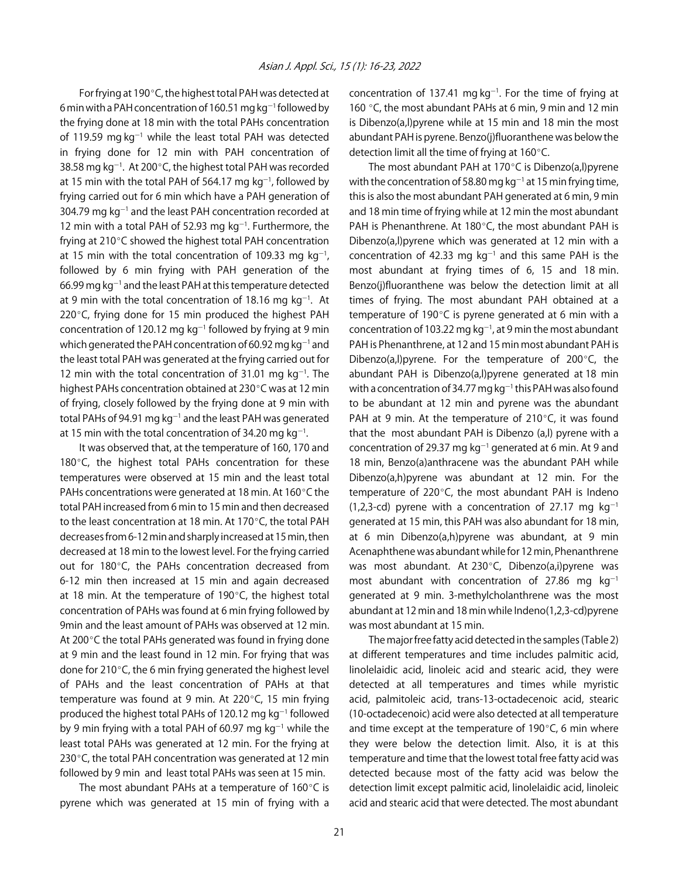For frying at 190°C, the highest total PAH was detected at 6 min with a PAH concentration of 160.51 mg kg$^{-1}$ followed by the frying done at 18 min with the total PAHs concentration of 119.59 mg kg$^{-1}$ while the least total PAH was detected in frying done for 12 min with PAH concentration of 38.58 mg kg$^{-1}$. At 200°C, the highest total PAH was recorded at 15 min with the total PAH of 564.17 mg kg$^{-1}$, followed by frying carried out for 6 min which have a PAH generation of 304.79 mg kg$^{-1}$ and the least PAH concentration recorded at 12 min with a total PAH of 52.93 mg kg$^{-1}$. Furthermore, the frying at 210°C showed the highest total PAH concentration at 15 min with the total concentration of 109.33 mg kg$^{-1}$, followed by 6 min frying with PAH generation of the 66.99 mg kg$^{-1}$ and the least PAH at this temperature detected at 9 min with the total concentration of 18.16 mg kg$^{-1}$. At 220°C, frying done for 15 min produced the highest PAH concentration of 120.12 mg kg$^{-1}$ followed by frying at 9 min which generated the PAH concentration of 60.92 mg kg$^{-1}$ and the least total PAH was generated at the frying carried out for 12 min with the total concentration of 31.01 mg kg$^{-1}$. The highest PAHs concentration obtained at 230°C was at 12 min of frying, closely followed by the frying done at 9 min with total PAHs of 94.91 mg kg$^{-1}$ and the least PAH was generated at 15 min with the total concentration of 34.20 mg kg$^{-1}$.

It was observed that, at the temperature of 160, 170 and 180°C, the highest total PAHs concentration for these temperatures were observed at 15 min and the least total PAHs concentrations were generated at 18 min. At 160°C the total PAH increased from 6 min to 15 min and then decreased to the least concentration at 18 min. At 170°C, the total PAH decreases from 6-12 min and sharply increased at 15 min, then decreased at 18 min to the lowest level. For the frying carried out for 180°C, the PAHs concentration decreased from 6-12 min then increased at 15 min and again decreased at 18 min. At the temperature of 190°C, the highest total concentration of PAHs was found at 6 min frying followed by 9min and the least amount of PAHs was observed at 12 min. At 200°C the total PAHs generated was found in frying done at 9 min and the least found in 12 min. For frying that was done for 210°C, the 6 min frying generated the highest level of PAHs and the least concentration of PAHs at that temperature was found at 9 min. At 220°C, 15 min frying produced the highest total PAHs of 120.12 mg kg$^{-1}$ followed by 9 min frying with a total PAH of 60.97 mg kg$^{-1}$ while the least total PAHs was generated at 12 min. For the frying at 230°C, the total PAH concentration was generated at 12 min followed by 9 min and least total PAHs was seen at 15 min.

The most abundant PAHs at a temperature of 160°C is pyrene which was generated at 15 min of frying with a concentration of 137.41 mg kg$^{-1}$. For the time of frying at 160 °C, the most abundant PAHs at 6 min, 9 min and 12 min is Dibenzo(a,l)pyrene while at 15 min and 18 min the most abundant PAH is pyrene. Benzo(j)fluoranthene was below the detection limit all the time of frying at 160°C.

The most abundant PAH at 170°C is Dibenzo(a,l)pyrene with the concentration of 58.80 mg kg$^{-1}$ at 15 min frying time, this is also the most abundant PAH generated at 6 min, 9 min and 18 min time of frying while at 12 min the most abundant PAH is Phenanthrene. At 180°C, the most abundant PAH is Dibenzo(a,l)pyrene which was generated at 12 min with a concentration of 42.33 mg kg$^{-1}$ and this same PAH is the most abundant at frying times of 6, 15 and 18 min. Benzo(j)fluoranthene was below the detection limit at all times of frying. The most abundant PAH obtained at a temperature of 190°C is pyrene generated at 6 min with a concentration of 103.22 mg kg$^{-1}$, at 9 min the most abundant PAH is Phenanthrene, at 12 and 15 min most abundant PAH is Dibenzo(a,l)pyrene. For the temperature of 200°C, the abundant PAH is Dibenzo(a,l)pyrene generated at 18 min with a concentration of 34.77 mg kg$^{-1}$ this PAH was also found to be abundant at 12 min and pyrene was the abundant PAH at 9 min. At the temperature of 210°C, it was found that the most abundant PAH is Dibenzo (a,l) pyrene with a concentration of 29.37 mg kg$^{-1}$ generated at 6 min. At 9 and 18 min, Benzo(a)anthracene was the abundant PAH while Dibenzo(a,h)pyrene was abundant at 12 min. For the temperature of 220°C, the most abundant PAH is Indeno (1,2,3-cd) pyrene with a concentration of 27.17 mg kg$^{-1}$ generated at 15 min, this PAH was also abundant for 18 min, at 6 min Dibenzo(a,h)pyrene was abundant, at 9 min Acenaphthene was abundant while for 12 min, Phenanthrene was most abundant. At 230°C, Dibenzo(a,i)pyrene was most abundant with concentration of 27.86 mg kg$^{-1}$ generated at 9 min. 3-methylcholanthrene was the most abundant at 12 min and 18 min while Indeno(1,2,3-cd)pyrene was most abundant at 15 min.

The major free fatty acid detected in the samples (Table 2) at different temperatures and time includes palmitic acid, linolelaidic acid, linoleic acid and stearic acid, they were detected at all temperatures and times while myristic acid, palmitoleic acid, trans-13-octadecenoic acid, stearic (10-octadecenoic) acid were also detected at all temperature and time except at the temperature of 190°C, 6 min where they were below the detection limit. Also, it is at this temperature and time that the lowest total free fatty acid was detected because most of the fatty acid was below the detection limit except palmitic acid, linolelaidic acid, linoleic acid and stearic acid that were detected. The most abundant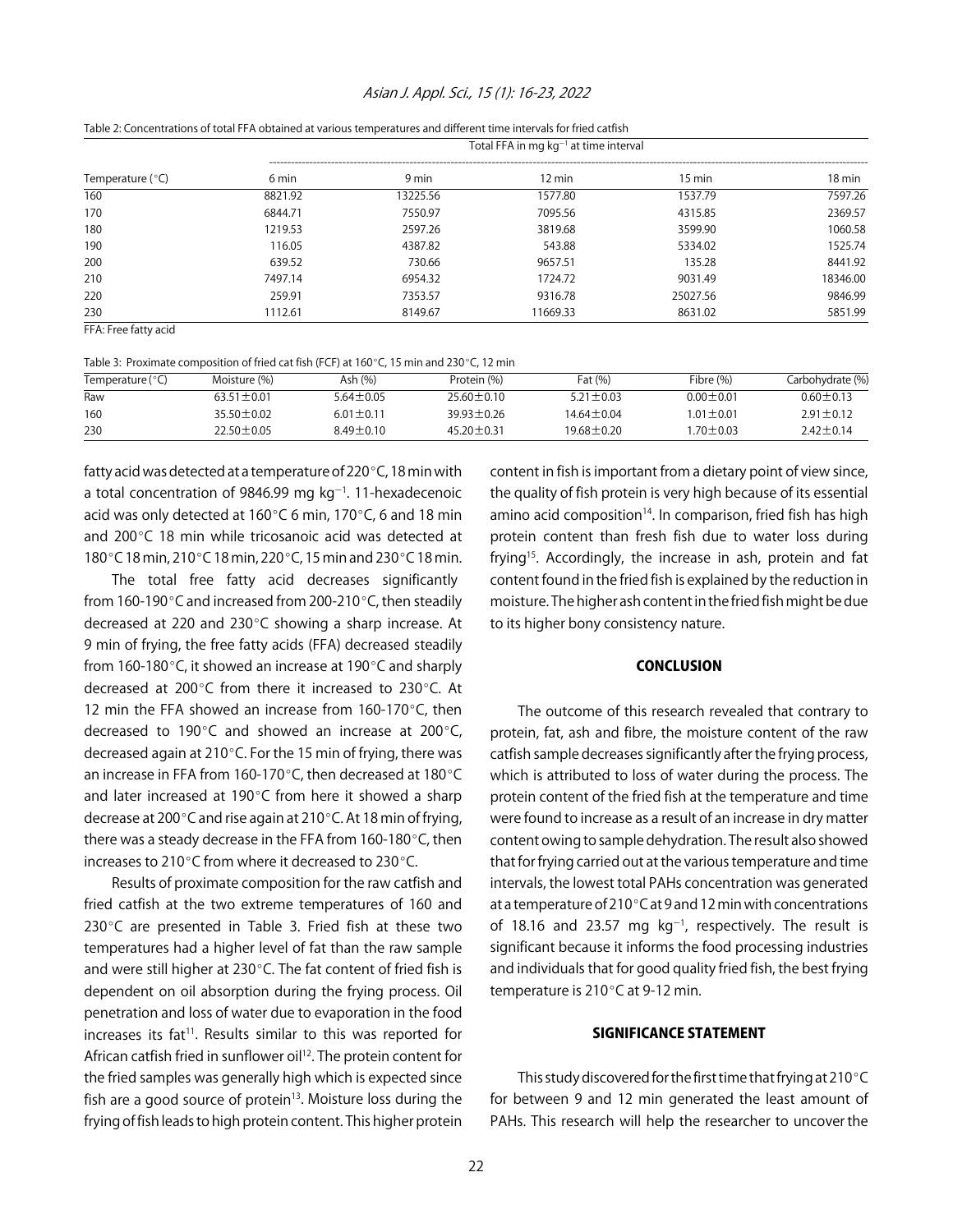Table 2: Concentrations of total FFA obtained at various temperatures and different time intervals for fried catfish

| Temperature (°C) | Total FFA in mg $kg^{-1}$ at time interval | | | | |
|---|---|---|---|---|---|
| | 6 min | 9 min | 12 min | 15 min | 18 min |
| 160 | 8821.92 | 13225.56 | 1577.80 | 1537.79 | 7597.26 |
| 170 | 6844.71 | 7550.97 | 7095.56 | 4315.85 | 2369.57 |
| 180 | 1219.53 | 2597.26 | 3819.68 | 3599.90 | 1060.58 |
| 190 | 116.05 | 4387.82 | 543.88 | 5334.02 | 1525.74 |
| 200 | 639.52 | 730.66 | 9657.51 | 135.28 | 8441.92 |
| 210 | 7497.14 | 6954.32 | 1724.72 | 9031.49 | 18346.00 |
| 220 | 259.91 | 7353.57 | 9316.78 | 25027.56 | 9846.99 |
| 230 | 1112.61 | 8149.67 | 11669.33 | 8631.02 | 5851.99 |

FFA: Free fatty acid

Table 3: Proximate composition of fried cat fish (FCF) at 160°C, 15 min and 230°C, 12 min

| Temperature (°C) | Moisture (%) | Ash (%) | Protein (%) | Fat (%) | Fibre (%) | Carbohydrate (%) |
|---|---|---|---|---|---|---|
| Raw | 63.51±0.01 | 5.64±0.05 | 25.60±0.10 | 5.21±0.03 | 0.00±0.01 | 0.60±0.13 |
| 160 | 35.50±0.02 | 6.01±0.11 | 39.93±0.26 | 14.64±0.04 | 1.01±0.01 | 2.91±0.12 |
| 230 | 22.50±0.05 | 8.49±0.10 | 45.20±0.31 | 19.68±0.20 | 1.70±0.03 | 2.42±0.14 |

fatty acid was detected at a temperature of 220°C, 18 min with a total concentration of 9846.99 mg $kg^{-1}$. 11-hexadecenoic acid was only detected at 160°C 6 min, 170°C, 6 and 18 min and 200°C 18 min while tricosanoic acid was detected at 180°C 18 min, 210°C 18 min, 220°C, 15 min and 230°C 18 min.

The total free fatty acid decreases significantly from 160-190°C and increased from 200-210°C, then steadily decreased at 220 and 230°C showing a sharp increase. At 9 min of frying, the free fatty acids (FFA) decreased steadily from 160-180°C, it showed an increase at 190°C and sharply decreased at 200°C from there it increased to 230°C. At 12 min the FFA showed an increase from 160-170°C, then decreased to 190°C and showed an increase at 200°C, decreased again at 210°C. For the 15 min of frying, there was an increase in FFA from 160-170°C, then decreased at 180°C and later increased at 190°C from here it showed a sharp decrease at 200°C and rise again at 210°C. At 18 min of frying, there was a steady decrease in the FFA from 160-180°C, then increases to 210°C from where it decreased to 230°C.

Results of proximate composition for the raw catfish and fried catfish at the two extreme temperatures of 160 and 230°C are presented in Table 3. Fried fish at these two temperatures had a higher level of fat than the raw sample and were still higher at 230°C. The fat content of fried fish is dependent on oil absorption during the frying process. Oil penetration and loss of water due to evaporation in the food increases its fat[11]. Results similar to this was reported for African catfish fried in sunflower oil[12]. The protein content for the fried samples was generally high which is expected since fish are a good source of protein[13]. Moisture loss during the frying of fish leads to high protein content. This higher protein content in fish is important from a dietary point of view since, the quality of fish protein is very high because of its essential amino acid composition[14]. In comparison, fried fish has high protein content than fresh fish due to water loss during frying[15]. Accordingly, the increase in ash, protein and fat content found in the fried fish is explained by the reduction in moisture. The higher ash content in the fried fish might be due to its higher bony consistency nature.

## CONCLUSION

The outcome of this research revealed that contrary to protein, fat, ash and fibre, the moisture content of the raw catfish sample decreases significantly after the frying process, which is attributed to loss of water during the process. The protein content of the fried fish at the temperature and time were found to increase as a result of an increase in dry matter content owing to sample dehydration. The result also showed that for frying carried out at the various temperature and time intervals, the lowest total PAHs concentration was generated at a temperature of 210°C at 9 and 12 min with concentrations of 18.16 and 23.57 mg $kg^{-1}$, respectively. The result is significant because it informs the food processing industries and individuals that for good quality fried fish, the best frying temperature is 210°C at 9-12 min.

## SIGNIFICANCE STATEMENT

This study discovered for the first time that frying at 210°C for between 9 and 12 min generated the least amount of PAHs. This research will help the researcher to uncover the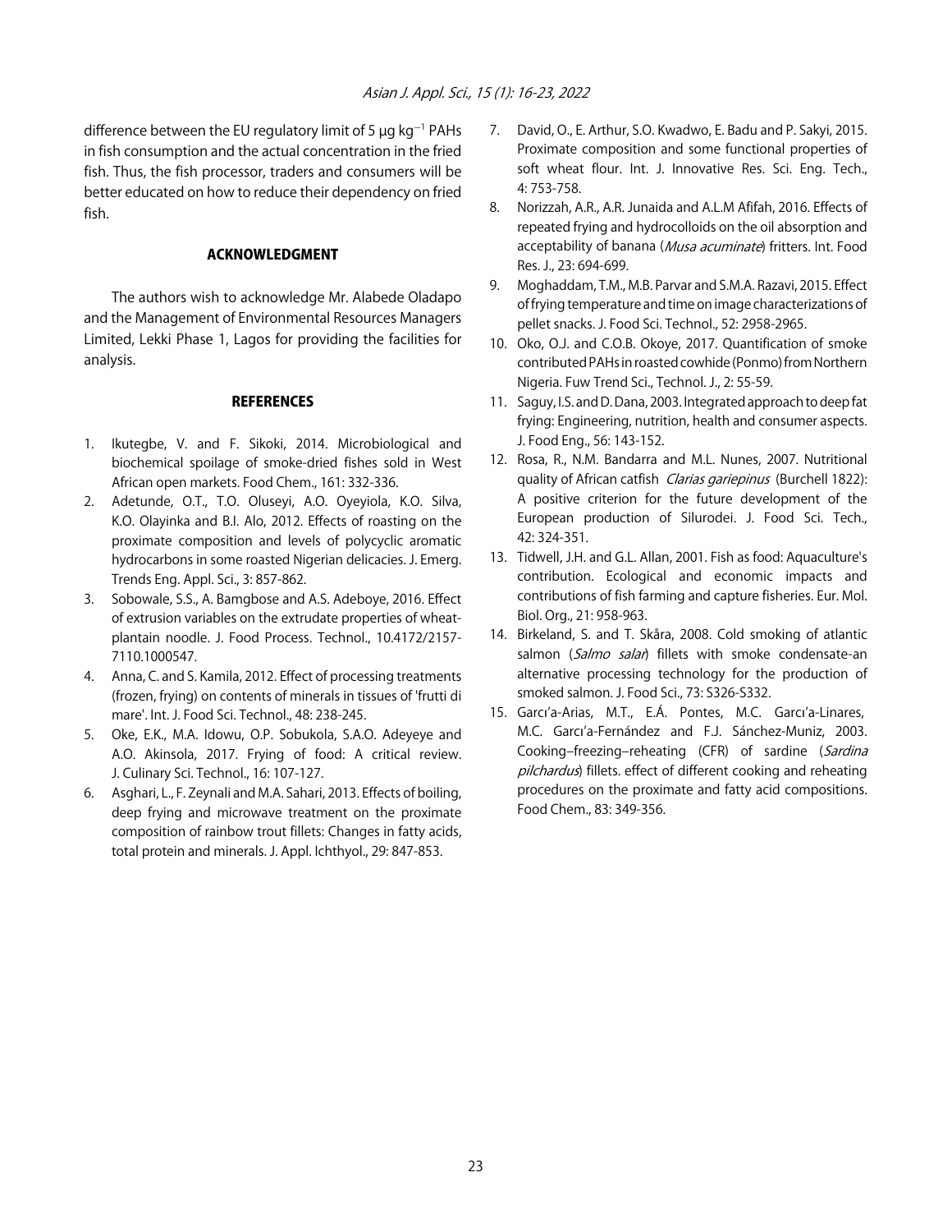difference between the EU regulatory limit of 5 μg kg$^{-1}$ PAHs in fish consumption and the actual concentration in the fried fish. Thus, the fish processor, traders and consumers will be better educated on how to reduce their dependency on fried fish.

## ACKNOWLEDGMENT

The authors wish to acknowledge Mr. Alabede Oladapo and the Management of Environmental Resources Managers Limited, Lekki Phase 1, Lagos for providing the facilities for analysis.

## REFERENCES

1. Ikutegbe, V. and F. Sikoki, 2014. Microbiological and biochemical spoilage of smoke-dried fishes sold in West African open markets. Food Chem., 161: 332-336.
2. Adetunde, O.T., T.O. Oluseyi, A.O. Oyeyiola, K.O. Silva, K.O. Olayinka and B.I. Alo, 2012. Effects of roasting on the proximate composition and levels of polycyclic aromatic hydrocarbons in some roasted Nigerian delicacies. J. Emerg. Trends Eng. Appl. Sci., 3: 857-862.
3. Sobowale, S.S., A. Bamgbose and A.S. Adeboye, 2016. Effect of extrusion variables on the extrudate properties of wheat-plantain noodle. J. Food Process. Technol., 10.4172/2157-7110.1000547.
4. Anna, C. and S. Kamila, 2012. Effect of processing treatments (frozen, frying) on contents of minerals in tissues of 'frutti di mare'. Int. J. Food Sci. Technol., 48: 238-245.
5. Oke, E.K., M.A. Idowu, O.P. Sobukola, S.A.O. Adeyeye and A.O. Akinsola, 2017. Frying of food: A critical review. J. Culinary Sci. Technol., 16: 107-127.
6. Asghari, L., F. Zeynali and M.A. Sahari, 2013. Effects of boiling, deep frying and microwave treatment on the proximate composition of rainbow trout fillets: Changes in fatty acids, total protein and minerals. J. Appl. Ichthyol., 29: 847-853.
7. David, O., E. Arthur, S.O. Kwadwo, E. Badu and P. Sakyi, 2015. Proximate composition and some functional properties of soft wheat flour. Int. J. Innovative Res. Sci. Eng. Tech., 4: 753-758.
8. Norizzah, A.R., A.R. Junaida and A.L.M Afifah, 2016. Effects of repeated frying and hydrocolloids on the oil absorption and acceptability of banana (*Musa acuminate*) fritters. Int. Food Res. J., 23: 694-699.
9. Moghaddam, T.M., M.B. Parvar and S.M.A. Razavi, 2015. Effect of frying temperature and time on image characterizations of pellet snacks. J. Food Sci. Technol., 52: 2958-2965.
10. Oko, O.J. and C.O.B. Okoye, 2017. Quantification of smoke contributed PAHs in roasted cowhide (Ponmo) from Northern Nigeria. Fuw Trend Sci., Technol. J., 2: 55-59.
11. Saguy, I.S. and D. Dana, 2003. Integrated approach to deep fat frying: Engineering, nutrition, health and consumer aspects. J. Food Eng., 56: 143-152.
12. Rosa, R., N.M. Bandarra and M.L. Nunes, 2007. Nutritional quality of African catfish *Clarias gariepinus* (Burchell 1822): A positive criterion for the future development of the European production of Silurodei. J. Food Sci. Tech., 42: 324-351.
13. Tidwell, J.H. and G.L. Allan, 2001. Fish as food: Aquaculture's contribution. Ecological and economic impacts and contributions of fish farming and capture fisheries. Eur. Mol. Biol. Org., 21: 958-963.
14. Birkeland, S. and T. Skåra, 2008. Cold smoking of atlantic salmon (*Salmo salar*) fillets with smoke condensate-an alternative processing technology for the production of smoked salmon. J. Food Sci., 73: S326-S332.
15. Garcı'a-Arias, M.T., E.Á. Pontes, M.C. Garcı'a-Linares, M.C. Garcı'a-Fernández and F.J. Sánchez-Muniz, 2003. Cooking–freezing–reheating (CFR) of sardine (*Sardina pilchardus*) fillets. effect of different cooking and reheating procedures on the proximate and fatty acid compositions. Food Chem., 83: 349-356.